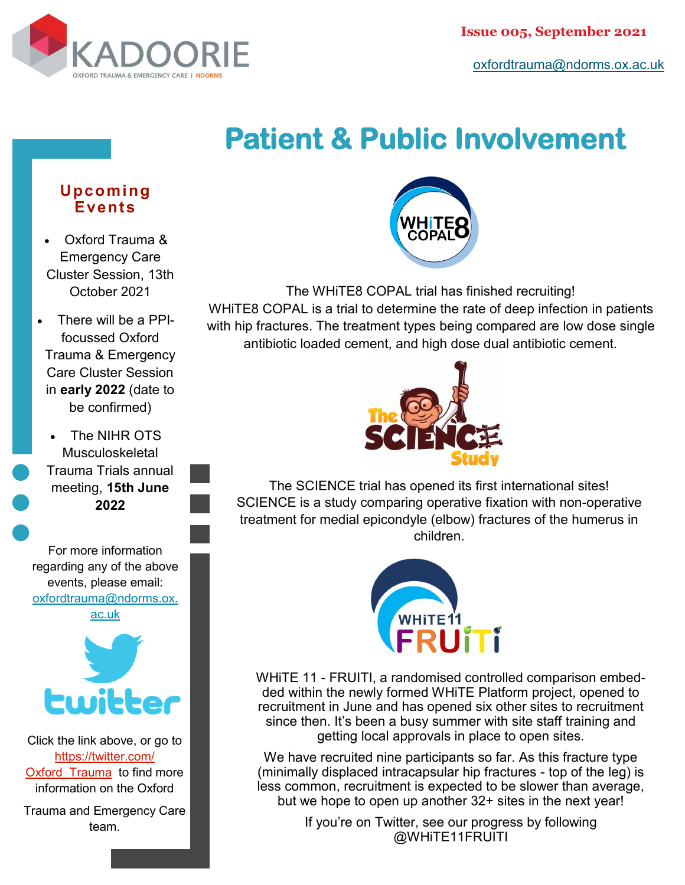KADOORIE

OXFORD TRAUMA & EMERGENCY CARE | NDORMS

**Issue 005, September 2021**

oxfordtrauma@ndorms.ox.ac.uk

# Patient & Public Involvement

## Upcoming Events

- Oxford Trauma & Emergency Care Cluster Session, 13th October 2021
- There will be a PPI-focussed Oxford Trauma & Emergency Care Cluster Session in **early 2022** (date to be confirmed)
- The NIHR OTS Musculoskeletal Trauma Trials annual meeting, **15th June 2022**

For more information regarding any of the above events, please email: oxfordtrauma@ndorms.ox.ac.uk

twitter

Click the link above, or go to https://twitter.com/Oxford_Trauma to find more information on the Oxford Trauma and Emergency Care team.

WHiTE8 COPAL

The WHiTE8 COPAL trial has finished recruiting! WHiTE8 COPAL is a trial to determine the rate of deep infection in patients with hip fractures. The treatment types being compared are low dose single antibiotic loaded cement, and high dose dual antibiotic cement.

The SCIENCE Study

The SCIENCE trial has opened its first international sites! SCIENCE is a study comparing operative fixation with non-operative treatment for medial epicondyle (elbow) fractures of the humerus in children.

WHiTE 11 FRUiTi

WHiTE 11 - FRUITI, a randomised controlled comparison embedded within the newly formed WHiTE Platform project, opened to recruitment in June and has opened six other sites to recruitment since then. It's been a busy summer with site staff training and getting local approvals in place to open sites.

We have recruited nine participants so far. As this fracture type (minimally displaced intracapsular hip fractures - top of the leg) is less common, recruitment is expected to be slower than average, but we hope to open up another 32+ sites in the next year!

If you're on Twitter, see our progress by following @WHiTE11FRUITI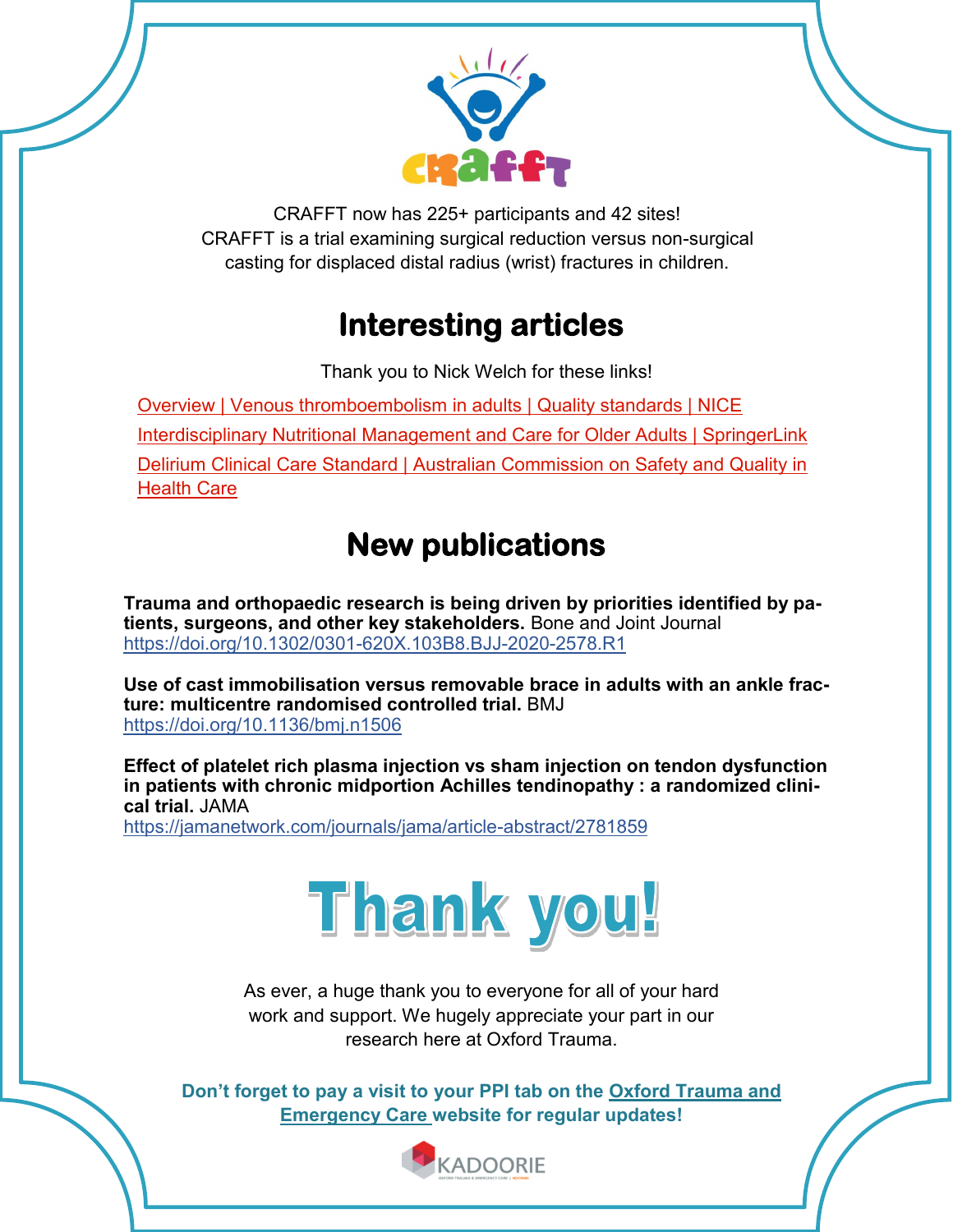CRAFFT now has 225+ participants and 42 sites!
CRAFFT is a trial examining surgical reduction versus non-surgical casting for displaced distal radius (wrist) fractures in children.

## Interesting articles

Thank you to Nick Welch for these links!

Overview | Venous thromboembolism in adults | Quality standards | NICE

Interdisciplinary Nutritional Management and Care for Older Adults | SpringerLink

Delirium Clinical Care Standard | Australian Commission on Safety and Quality in Health Care

## New publications

**Trauma and orthopaedic research is being driven by priorities identified by patients, surgeons, and other key stakeholders.** Bone and Joint Journal
https://doi.org/10.1302/0301-620X.103B8.BJJ-2020-2578.R1

**Use of cast immobilisation versus removable brace in adults with an ankle fracture: multicentre randomised controlled trial.** BMJ
https://doi.org/10.1136/bmj.n1506

**Effect of platelet rich plasma injection vs sham injection on tendon dysfunction in patients with chronic midportion Achilles tendinopathy : a randomized clinical trial.** JAMA
https://jamanetwork.com/journals/jama/article-abstract/2781859

# Thank you!

As ever, a huge thank you to everyone for all of your hard work and support. We hugely appreciate your part in our research here at Oxford Trauma.

**Don't forget to pay a visit to your PPI tab on the Oxford Trauma and Emergency Care website for regular updates!**

KADOORIE